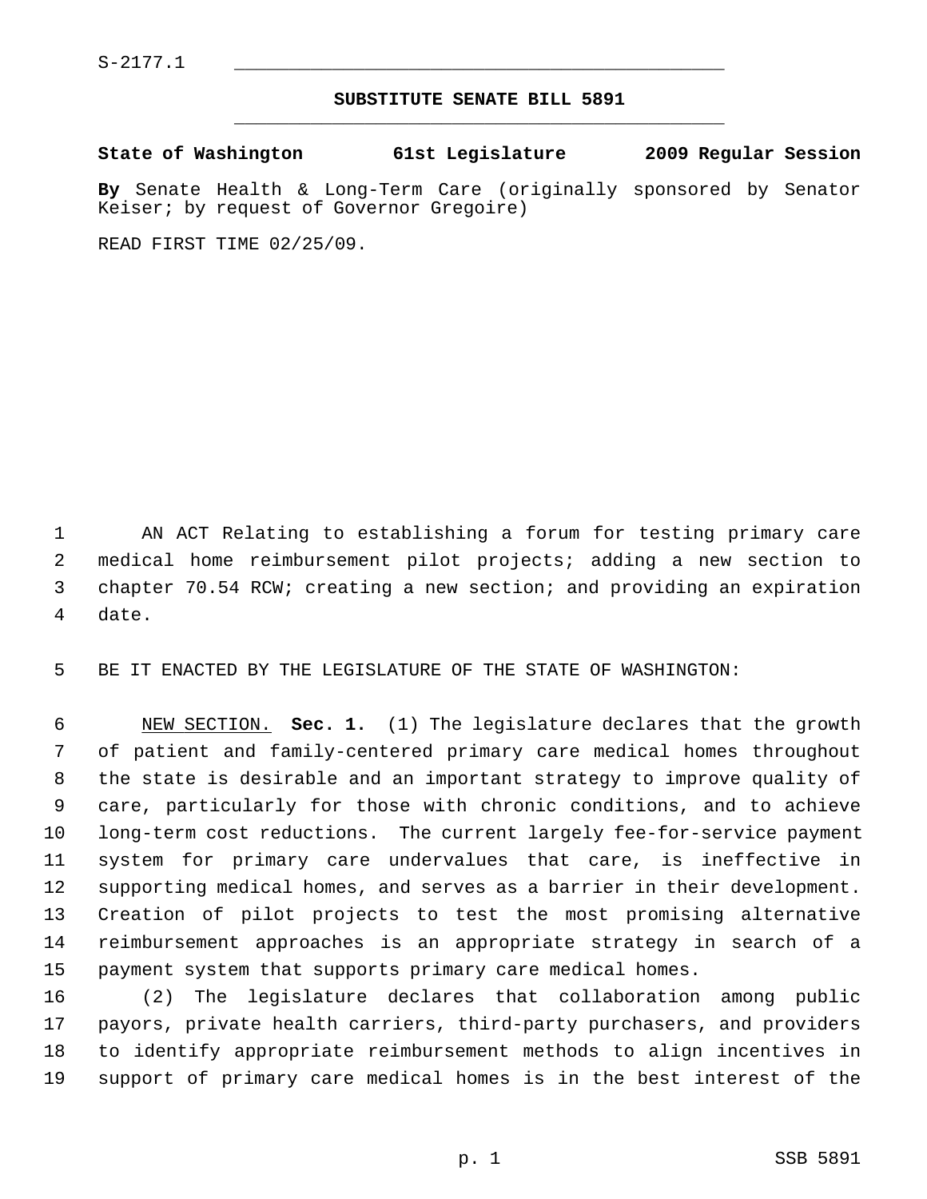S-2177.1

## SUBSTITUTE SENATE BILL 5891

**State of Washington 61st Legislature 2009 Regular Session**

**By** Senate Health & Long-Term Care (originally sponsored by Senator Keiser; by request of Governor Gregoire)

READ FIRST TIME 02/25/09.

AN ACT Relating to establishing a forum for testing primary care medical home reimbursement pilot projects; adding a new section to chapter 70.54 RCW; creating a new section; and providing an expiration date.

BE IT ENACTED BY THE LEGISLATURE OF THE STATE OF WASHINGTON:

NEW SECTION. **Sec. 1.** (1) The legislature declares that the growth of patient and family-centered primary care medical homes throughout the state is desirable and an important strategy to improve quality of care, particularly for those with chronic conditions, and to achieve long-term cost reductions. The current largely fee-for-service payment system for primary care undervalues that care, is ineffective in supporting medical homes, and serves as a barrier in their development. Creation of pilot projects to test the most promising alternative reimbursement approaches is an appropriate strategy in search of a payment system that supports primary care medical homes.

(2) The legislature declares that collaboration among public payors, private health carriers, third-party purchasers, and providers to identify appropriate reimbursement methods to align incentives in support of primary care medical homes is in the best interest of the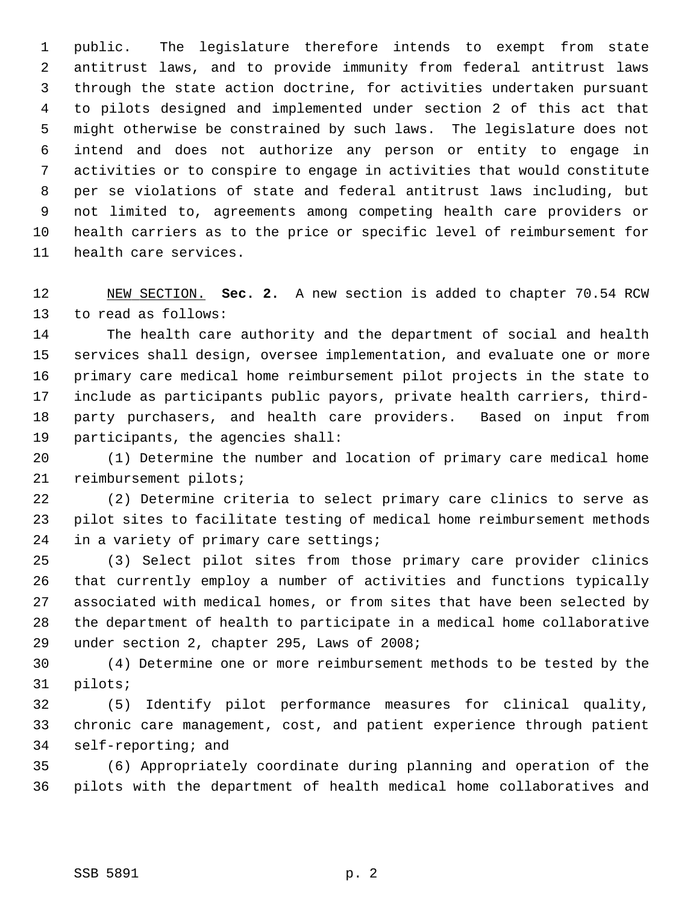public. The legislature therefore intends to exempt from state antitrust laws, and to provide immunity from federal antitrust laws through the state action doctrine, for activities undertaken pursuant to pilots designed and implemented under section 2 of this act that might otherwise be constrained by such laws. The legislature does not intend and does not authorize any person or entity to engage in activities or to conspire to engage in activities that would constitute per se violations of state and federal antitrust laws including, but not limited to, agreements among competing health care providers or health carriers as to the price or specific level of reimbursement for health care services.

NEW SECTION. **Sec. 2.** A new section is added to chapter 70.54 RCW to read as follows:

The health care authority and the department of social and health services shall design, oversee implementation, and evaluate one or more primary care medical home reimbursement pilot projects in the state to include as participants public payors, private health carriers, third-party purchasers, and health care providers. Based on input from participants, the agencies shall:

(1) Determine the number and location of primary care medical home reimbursement pilots;

(2) Determine criteria to select primary care clinics to serve as pilot sites to facilitate testing of medical home reimbursement methods in a variety of primary care settings;

(3) Select pilot sites from those primary care provider clinics that currently employ a number of activities and functions typically associated with medical homes, or from sites that have been selected by the department of health to participate in a medical home collaborative under section 2, chapter 295, Laws of 2008;

(4) Determine one or more reimbursement methods to be tested by the pilots;

(5) Identify pilot performance measures for clinical quality, chronic care management, cost, and patient experience through patient self-reporting; and

(6) Appropriately coordinate during planning and operation of the pilots with the department of health medical home collaboratives and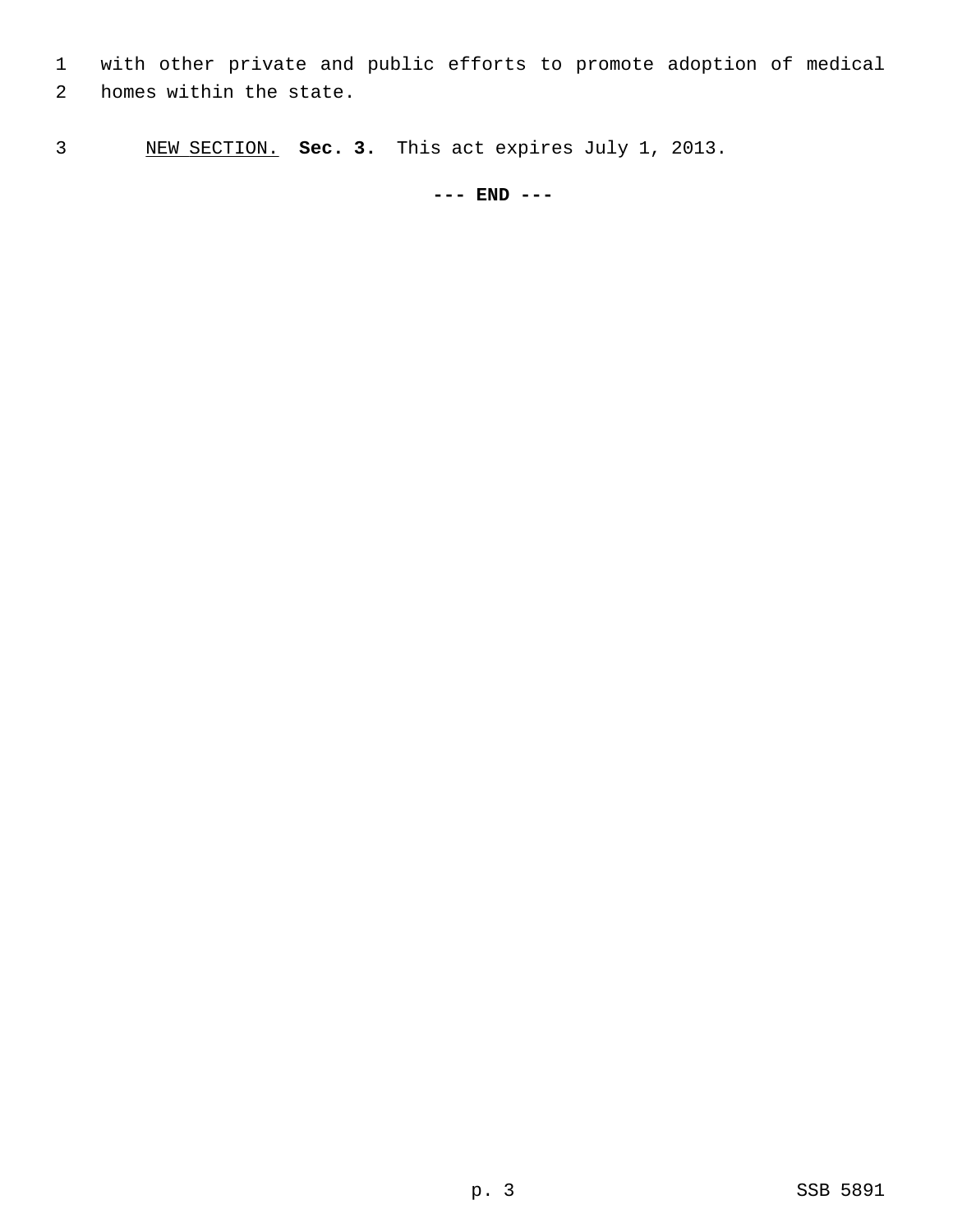with other private and public efforts to promote adoption of medical homes within the state.

NEW SECTION. **Sec. 3.** This act expires July 1, 2013.

**--- END ---**